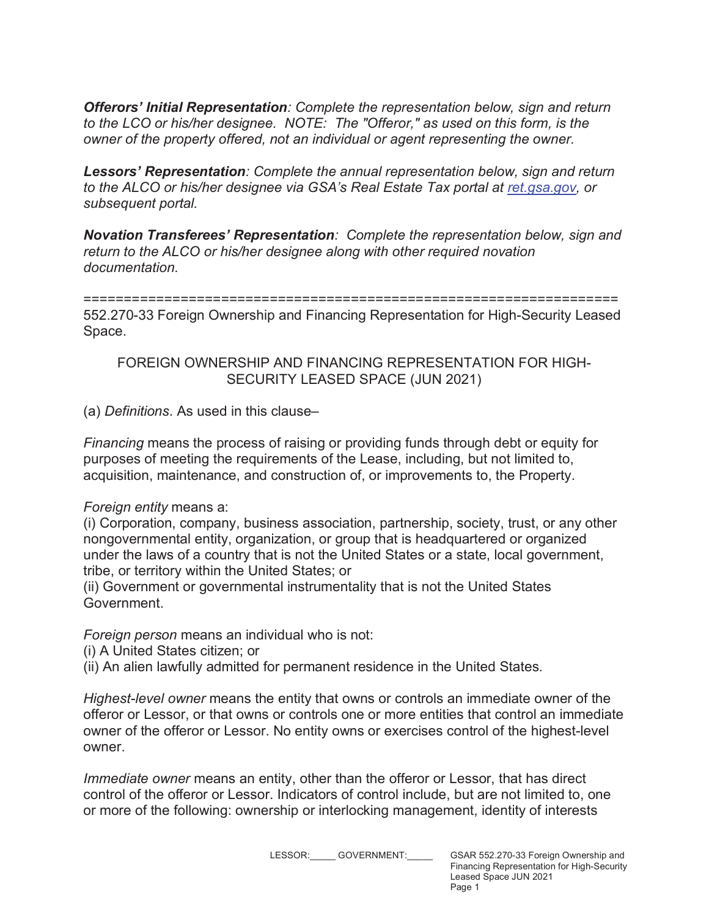***Offerors' Initial Representation**: Complete the representation below, sign and return to the LCO or his/her designee. NOTE: The "Offeror," as used on this form, is the owner of the property offered, not an individual or agent representing the owner.*

***Lessors' Representation**: Complete the annual representation below, sign and return to the ALCO or his/her designee via GSA's Real Estate Tax portal at [ret.gsa.gov](https://ret.gsa.gov), or subsequent portal.*

***Novation Transferees' Representation**: Complete the representation below, sign and return to the ALCO or his/her designee along with other required novation documentation.*

==================================================================

552.270-33 Foreign Ownership and Financing Representation for High-Security Leased Space.

FOREIGN OWNERSHIP AND FINANCING REPRESENTATION FOR HIGH-SECURITY LEASED SPACE (JUN 2021)

(a) *Definitions*. As used in this clause–

*Financing* means the process of raising or providing funds through debt or equity for purposes of meeting the requirements of the Lease, including, but not limited to, acquisition, maintenance, and construction of, or improvements to, the Property.

*Foreign entity* means a:
(i) Corporation, company, business association, partnership, society, trust, or any other nongovernmental entity, organization, or group that is headquartered or organized under the laws of a country that is not the United States or a state, local government, tribe, or territory within the United States; or
(ii) Government or governmental instrumentality that is not the United States Government.

*Foreign person* means an individual who is not:
(i) A United States citizen; or
(ii) An alien lawfully admitted for permanent residence in the United States.

*Highest-level owner* means the entity that owns or controls an immediate owner of the offeror or Lessor, or that owns or controls one or more entities that control an immediate owner of the offeror or Lessor. No entity owns or exercises control of the highest-level owner.

*Immediate owner* means an entity, other than the offeror or Lessor, that has direct control of the offeror or Lessor. Indicators of control include, but are not limited to, one or more of the following: ownership or interlocking management, identity of interests

LESSOR:_____ GOVERNMENT:_____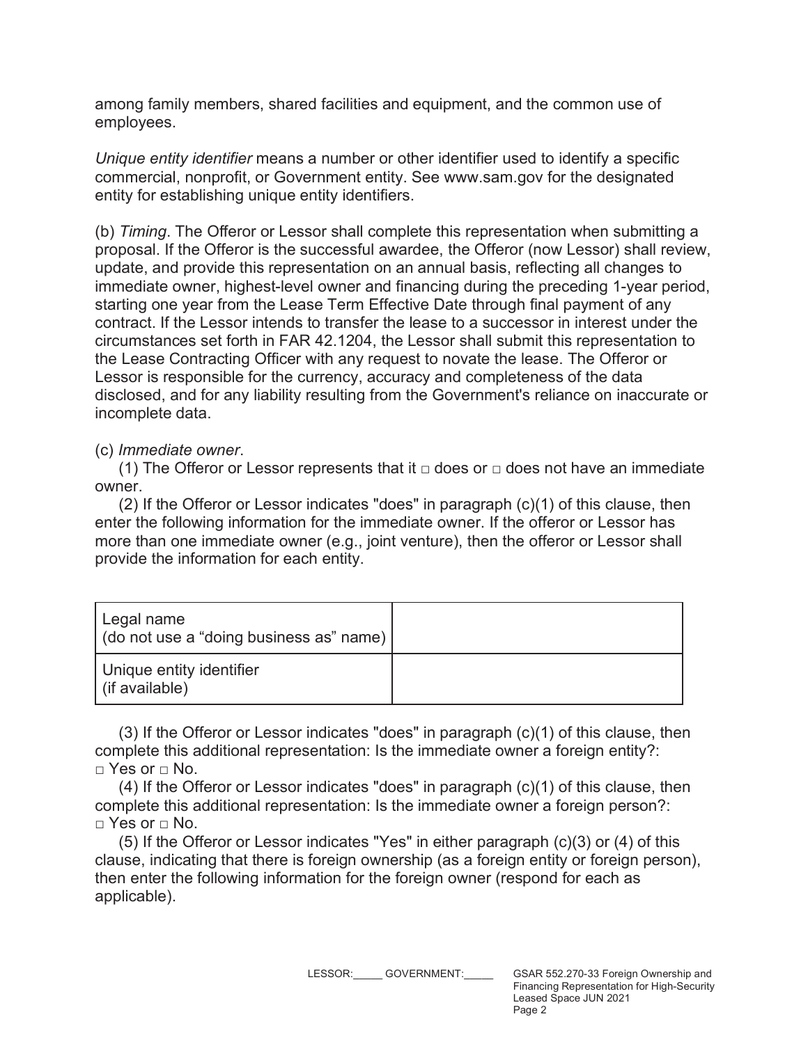among family members, shared facilities and equipment, and the common use of employees.

*Unique entity identifier* means a number or other identifier used to identify a specific commercial, nonprofit, or Government entity. See www.sam.gov for the designated entity for establishing unique entity identifiers.

(b) *Timing*. The Offeror or Lessor shall complete this representation when submitting a proposal. If the Offeror is the successful awardee, the Offeror (now Lessor) shall review, update, and provide this representation on an annual basis, reflecting all changes to immediate owner, highest-level owner and financing during the preceding 1-year period, starting one year from the Lease Term Effective Date through final payment of any contract. If the Lessor intends to transfer the lease to a successor in interest under the circumstances set forth in FAR 42.1204, the Lessor shall submit this representation to the Lease Contracting Officer with any request to novate the lease. The Offeror or Lessor is responsible for the currency, accuracy and completeness of the data disclosed, and for any liability resulting from the Government's reliance on inaccurate or incomplete data.

(c) *Immediate owner*.

(1) The Offeror or Lessor represents that it □ does or □ does not have an immediate owner.

(2) If the Offeror or Lessor indicates "does" in paragraph (c)(1) of this clause, then enter the following information for the immediate owner. If the offeror or Lessor has more than one immediate owner (e.g., joint venture), then the offeror or Lessor shall provide the information for each entity.

| Legal name (do not use a "doing business as" name) | |
|---|---|
| Unique entity identifier (if available) | |

(3) If the Offeror or Lessor indicates "does" in paragraph (c)(1) of this clause, then complete this additional representation: Is the immediate owner a foreign entity?: □ Yes or □ No.

(4) If the Offeror or Lessor indicates "does" in paragraph (c)(1) of this clause, then complete this additional representation: Is the immediate owner a foreign person?: □ Yes or □ No.

(5) If the Offeror or Lessor indicates "Yes" in either paragraph (c)(3) or (4) of this clause, indicating that there is foreign ownership (as a foreign entity or foreign person), then enter the following information for the foreign owner (respond for each as applicable).

LESSOR:_____ GOVERNMENT:_____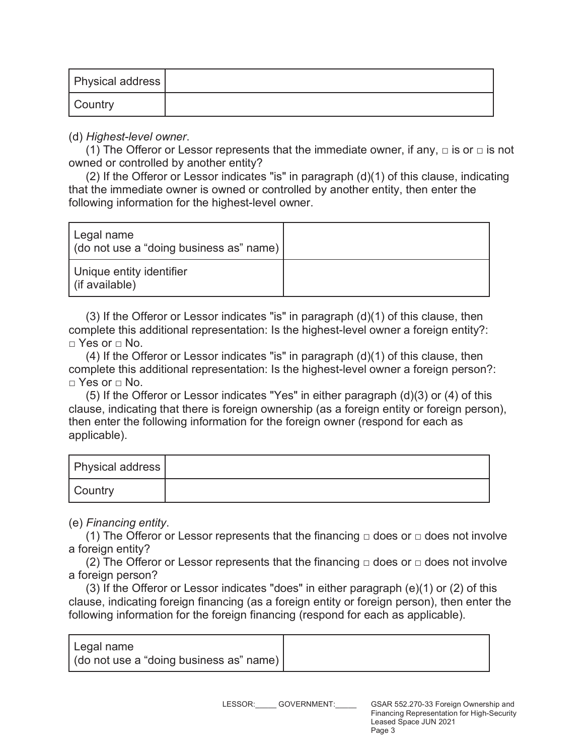| Physical address | |
|---|---|
| Country | |

(d) *Highest-level owner*.

(1) The Offeror or Lessor represents that the immediate owner, if any, □ is or □ is not owned or controlled by another entity?

(2) If the Offeror or Lessor indicates "is" in paragraph (d)(1) of this clause, indicating that the immediate owner is owned or controlled by another entity, then enter the following information for the highest-level owner.

| Legal name (do not use a "doing business as" name) | |
|---|---|
| Unique entity identifier (if available) | |

(3) If the Offeror or Lessor indicates "is" in paragraph (d)(1) of this clause, then complete this additional representation: Is the highest-level owner a foreign entity?: □ Yes or □ No.

(4) If the Offeror or Lessor indicates "is" in paragraph (d)(1) of this clause, then complete this additional representation: Is the highest-level owner a foreign person?: □ Yes or □ No.

(5) If the Offeror or Lessor indicates "Yes" in either paragraph (d)(3) or (4) of this clause, indicating that there is foreign ownership (as a foreign entity or foreign person), then enter the following information for the foreign owner (respond for each as applicable).

| Physical address | |
|---|---|
| Country | |

(e) *Financing entity*.

(1) The Offeror or Lessor represents that the financing □ does or □ does not involve a foreign entity?

(2) The Offeror or Lessor represents that the financing □ does or □ does not involve a foreign person?

(3) If the Offeror or Lessor indicates "does" in either paragraph (e)(1) or (2) of this clause, indicating foreign financing (as a foreign entity or foreign person), then enter the following information for the foreign financing (respond for each as applicable).

| Legal name (do not use a "doing business as" name) | |
|---|---|

LESSOR:_____ GOVERNMENT:_____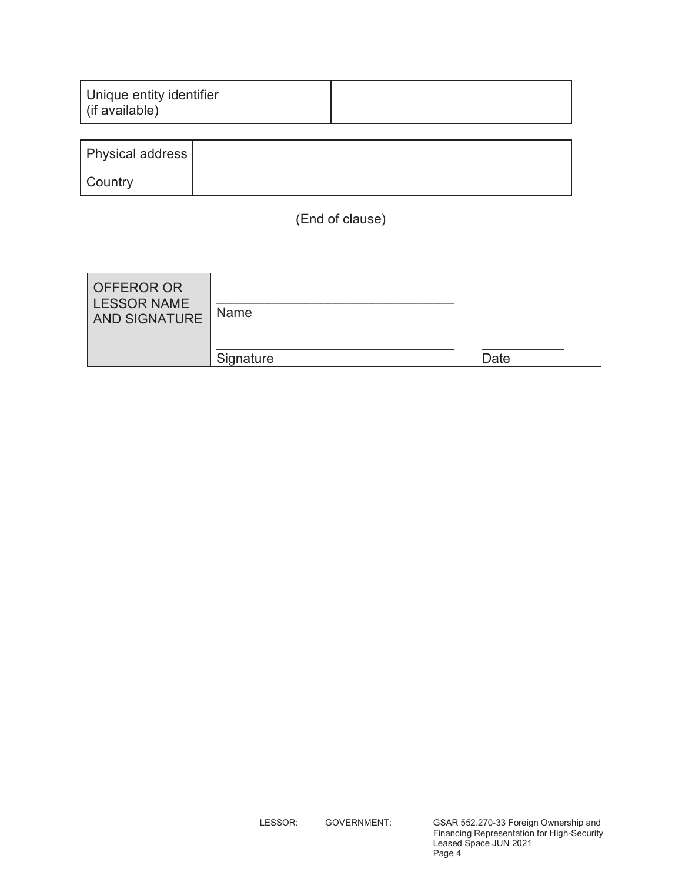| | |
|---|---|
| Unique entity identifier (if available) | |

| | |
|---|---|
| Physical address | |
| Country | |

(End of clause)

| | | |
|---|---|---|
| OFFEROR OR LESSOR NAME AND SIGNATURE | ______________________________ Name | |
| | ______________________________ Signature | ___________ Date |

LESSOR:_____ GOVERNMENT:_____